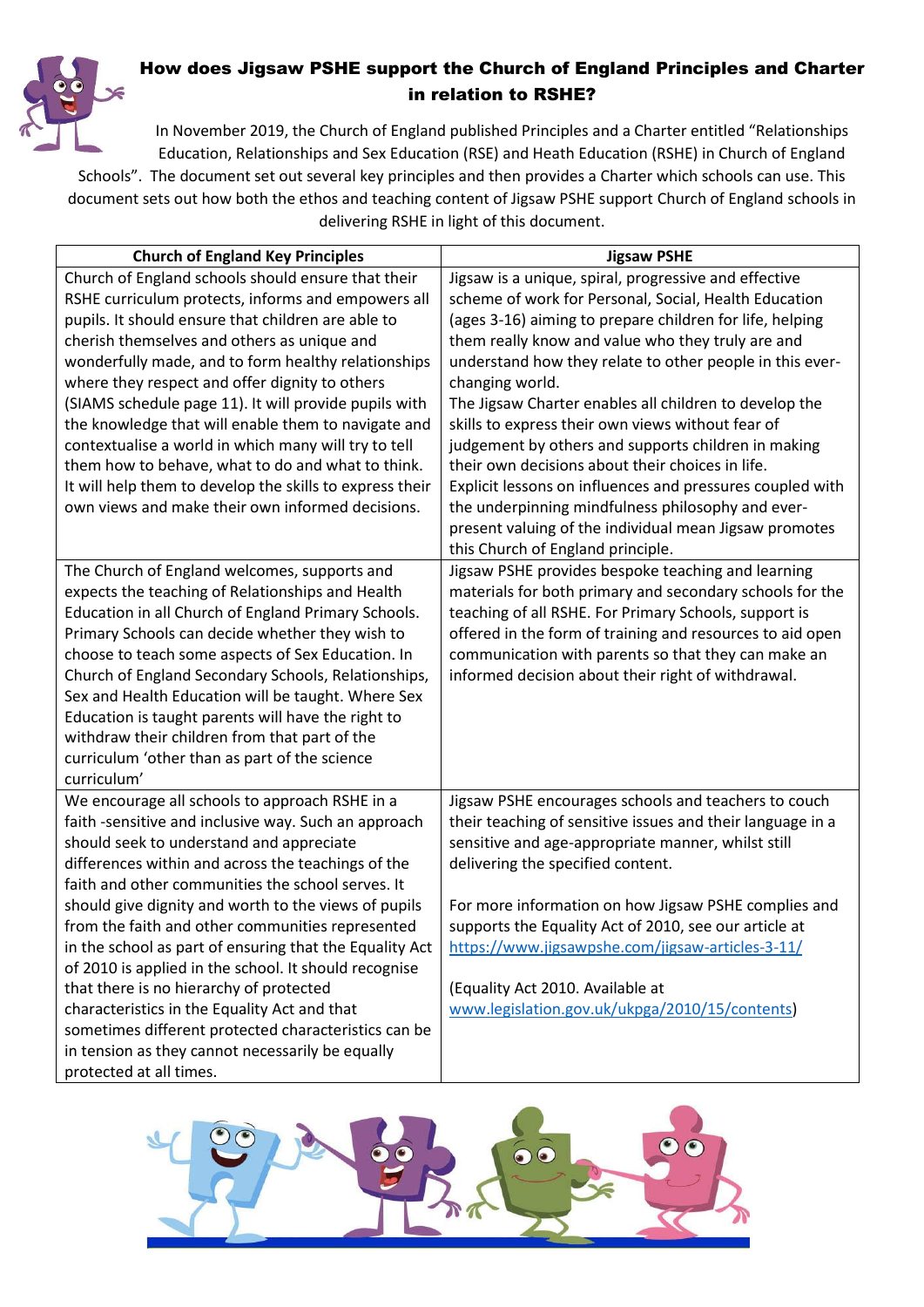# How does Jigsaw PSHE support the Church of England Principles and Charter in relation to RSHE?

In November 2019, the Church of England published Principles and a Charter entitled "Relationships Education, Relationships and Sex Education (RSE) and Heath Education (RSHE) in Church of England Schools". The document set out several key principles and then provides a Charter which schools can use. This document sets out how both the ethos and teaching content of Jigsaw PSHE support Church of England schools in delivering RSHE in light of this document.

| Church of England Key Principles | Jigsaw PSHE |
|---|---|
| Church of England schools should ensure that their RSHE curriculum protects, informs and empowers all pupils. It should ensure that children are able to cherish themselves and others as unique and wonderfully made, and to form healthy relationships where they respect and offer dignity to others (SIAMS schedule page 11). It will provide pupils with the knowledge that will enable them to navigate and contextualise a world in which many will try to tell them how to behave, what to do and what to think. It will help them to develop the skills to express their own views and make their own informed decisions. | Jigsaw is a unique, spiral, progressive and effective scheme of work for Personal, Social, Health Education (ages 3-16) aiming to prepare children for life, helping them really know and value who they truly are and understand how they relate to other people in this ever-changing world.<br>The Jigsaw Charter enables all children to develop the skills to express their own views without fear of judgement by others and supports children in making their own decisions about their choices in life.<br>Explicit lessons on influences and pressures coupled with the underpinning mindfulness philosophy and ever-present valuing of the individual mean Jigsaw promotes this Church of England principle. |
| The Church of England welcomes, supports and expects the teaching of Relationships and Health Education in all Church of England Primary Schools. Primary Schools can decide whether they wish to choose to teach some aspects of Sex Education. In Church of England Secondary Schools, Relationships, Sex and Health Education will be taught. Where Sex Education is taught parents will have the right to withdraw their children from that part of the curriculum 'other than as part of the science curriculum' | Jigsaw PSHE provides bespoke teaching and learning materials for both primary and secondary schools for the teaching of all RSHE. For Primary Schools, support is offered in the form of training and resources to aid open communication with parents so that they can make an informed decision about their right of withdrawal. |
| We encourage all schools to approach RSHE in a faith -sensitive and inclusive way. Such an approach should seek to understand and appreciate differences within and across the teachings of the faith and other communities the school serves. It should give dignity and worth to the views of pupils from the faith and other communities represented in the school as part of ensuring that the Equality Act of 2010 is applied in the school. It should recognise that there is no hierarchy of protected characteristics in the Equality Act and that sometimes different protected characteristics can be in tension as they cannot necessarily be equally protected at all times. | Jigsaw PSHE encourages schools and teachers to couch their teaching of sensitive issues and their language in a sensitive and age-appropriate manner, whilst still delivering the specified content.<br><br>For more information on how Jigsaw PSHE complies and supports the Equality Act of 2010, see our article at https://www.jigsawpshe.com/jigsaw-articles-3-11/<br><br>(Equality Act 2010. Available at www.legislation.gov.uk/ukpga/2010/15/contents) |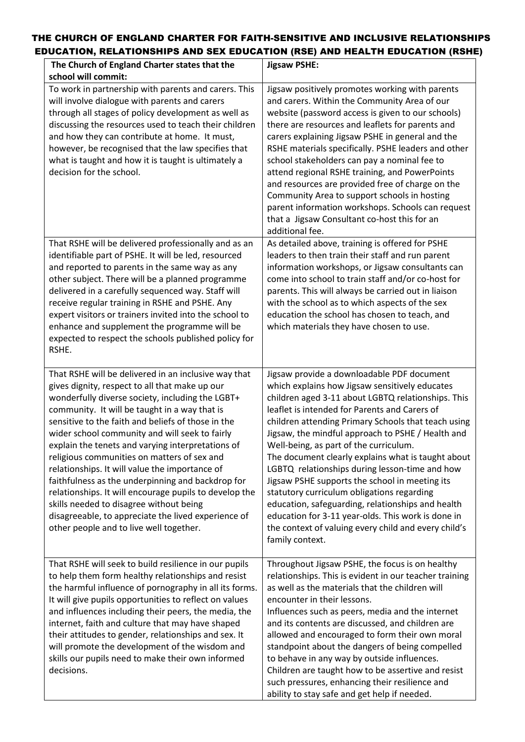# THE CHURCH OF ENGLAND CHARTER FOR FAITH-SENSITIVE AND INCLUSIVE RELATIONSHIPS EDUCATION, RELATIONSHIPS AND SEX EDUCATION (RSE) AND HEALTH EDUCATION (RSHE)

| The Church of England Charter states that the school will commit: | Jigsaw PSHE: |
|---|---|
| To work in partnership with parents and carers. This will involve dialogue with parents and carers through all stages of policy development as well as discussing the resources used to teach their children and how they can contribute at home. It must, however, be recognised that the law specifies that what is taught and how it is taught is ultimately a decision for the school. | Jigsaw positively promotes working with parents and carers. Within the Community Area of our website (password access is given to our schools) there are resources and leaflets for parents and carers explaining Jigsaw PSHE in general and the RSHE materials specifically. PSHE leaders and other school stakeholders can pay a nominal fee to attend regional RSHE training, and PowerPoints and resources are provided free of charge on the Community Area to support schools in hosting parent information workshops. Schools can request that a Jigsaw Consultant co-host this for an additional fee. |
| That RSHE will be delivered professionally and as an identifiable part of PSHE. It will be led, resourced and reported to parents in the same way as any other subject. There will be a planned programme delivered in a carefully sequenced way. Staff will receive regular training in RSHE and PSHE. Any expert visitors or trainers invited into the school to enhance and supplement the programme will be expected to respect the schools published policy for RSHE. | As detailed above, training is offered for PSHE leaders to then train their staff and run parent information workshops, or Jigsaw consultants can come into school to train staff and/or co-host for parents. This will always be carried out in liaison with the school as to which aspects of the sex education the school has chosen to teach, and which materials they have chosen to use. |
| That RSHE will be delivered in an inclusive way that gives dignity, respect to all that make up our wonderfully diverse society, including the LGBT+ community. It will be taught in a way that is sensitive to the faith and beliefs of those in the wider school community and will seek to fairly explain the tenets and varying interpretations of religious communities on matters of sex and relationships. It will value the importance of faithfulness as the underpinning and backdrop for relationships. It will encourage pupils to develop the skills needed to disagree without being disagreeable, to appreciate the lived experience of other people and to live well together. | Jigsaw provide a downloadable PDF document which explains how Jigsaw sensitively educates children aged 3-11 about LGBTQ relationships. This leaflet is intended for Parents and Carers of children attending Primary Schools that teach using Jigsaw, the mindful approach to PSHE / Health and Well-being, as part of the curriculum.<br>The document clearly explains what is taught about LGBTQ relationships during lesson-time and how Jigsaw PSHE supports the school in meeting its statutory curriculum obligations regarding education, safeguarding, relationships and health education for 3-11 year-olds. This work is done in the context of valuing every child and every child's family context. |
| That RSHE will seek to build resilience in our pupils to help them form healthy relationships and resist the harmful influence of pornography in all its forms. It will give pupils opportunities to reflect on values and influences including their peers, the media, the internet, faith and culture that may have shaped their attitudes to gender, relationships and sex. It will promote the development of the wisdom and skills our pupils need to make their own informed decisions. | Throughout Jigsaw PSHE, the focus is on healthy relationships. This is evident in our teacher training as well as the materials that the children will encounter in their lessons.<br>Influences such as peers, media and the internet and its contents are discussed, and children are allowed and encouraged to form their own moral standpoint about the dangers of being compelled to behave in any way by outside influences.<br>Children are taught how to be assertive and resist such pressures, enhancing their resilience and ability to stay safe and get help if needed. |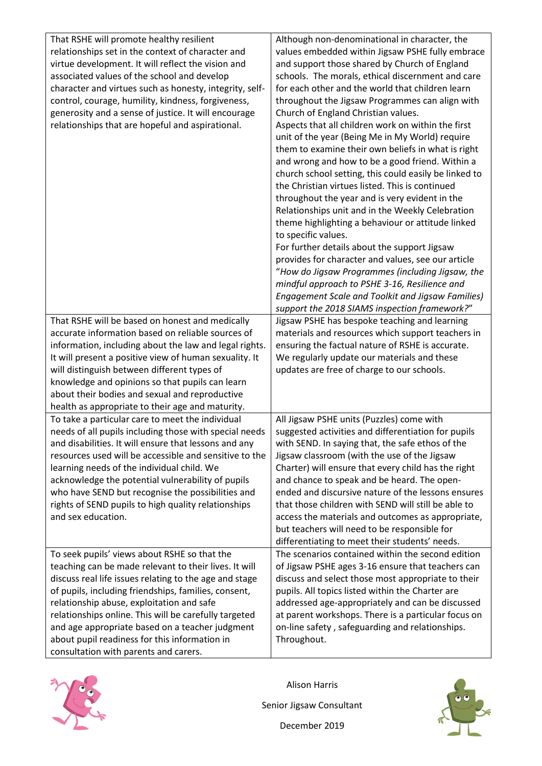| | |
|---|---|
| That RSHE will promote healthy resilient relationships set in the context of character and virtue development. It will reflect the vision and associated values of the school and develop character and virtues such as honesty, integrity, self-control, courage, humility, kindness, forgiveness, generosity and a sense of justice. It will encourage relationships that are hopeful and aspirational. | Although non-denominational in character, the values embedded within Jigsaw PSHE fully embrace and support those shared by Church of England schools. The morals, ethical discernment and care for each other and the world that children learn throughout the Jigsaw Programmes can align with Church of England Christian values. Aspects that all children work on within the first unit of the year (Being Me in My World) require them to examine their own beliefs in what is right and wrong and how to be a good friend. Within a church school setting, this could easily be linked to the Christian virtues listed. This is continued throughout the year and is very evident in the Relationships unit and in the Weekly Celebration theme highlighting a behaviour or attitude linked to specific values. For further details about the support Jigsaw provides for character and values, see our article "*How do Jigsaw Programmes (including Jigsaw, the mindful approach to PSHE 3-16, Resilience and Engagement Scale and Toolkit and Jigsaw Families) support the 2018 SIAMS inspection framework?*" |
| That RSHE will be based on honest and medically accurate information based on reliable sources of information, including about the law and legal rights. It will present a positive view of human sexuality. It will distinguish between different types of knowledge and opinions so that pupils can learn about their bodies and sexual and reproductive health as appropriate to their age and maturity. | Jigsaw PSHE has bespoke teaching and learning materials and resources which support teachers in ensuring the factual nature of RSHE is accurate. We regularly update our materials and these updates are free of charge to our schools. |
| To take a particular care to meet the individual needs of all pupils including those with special needs and disabilities. It will ensure that lessons and any resources used will be accessible and sensitive to the learning needs of the individual child. We acknowledge the potential vulnerability of pupils who have SEND but recognise the possibilities and rights of SEND pupils to high quality relationships and sex education. | All Jigsaw PSHE units (Puzzles) come with suggested activities and differentiation for pupils with SEND. In saying that, the safe ethos of the Jigsaw classroom (with the use of the Jigsaw Charter) will ensure that every child has the right and chance to speak and be heard. The open-ended and discursive nature of the lessons ensures that those children with SEND will still be able to access the materials and outcomes as appropriate, but teachers will need to be responsible for differentiating to meet their students' needs. |
| To seek pupils' views about RSHE so that the teaching can be made relevant to their lives. It will discuss real life issues relating to the age and stage of pupils, including friendships, families, consent, relationship abuse, exploitation and safe relationships online. This will be carefully targeted and age appropriate based on a teacher judgment about pupil readiness for this information in consultation with parents and carers. | The scenarios contained within the second edition of Jigsaw PSHE ages 3-16 ensure that teachers can discuss and select those most appropriate to their pupils. All topics listed within the Charter are addressed age-appropriately and can be discussed at parent workshops. There is a particular focus on on-line safety , safeguarding and relationships. Throughout. |

Alison Harris

Senior Jigsaw Consultant

December 2019